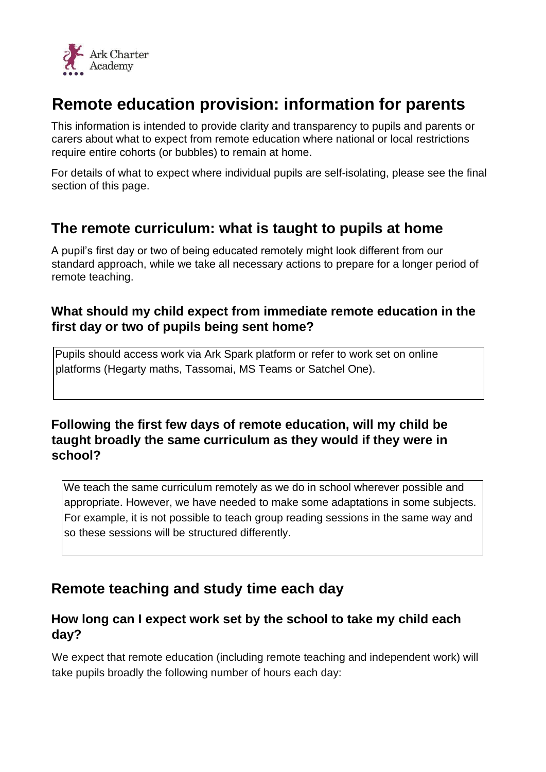Ark Charter Academy

# Remote education provision: information for parents

This information is intended to provide clarity and transparency to pupils and parents or carers about what to expect from remote education where national or local restrictions require entire cohorts (or bubbles) to remain at home.

For details of what to expect where individual pupils are self-isolating, please see the final section of this page.

## The remote curriculum: what is taught to pupils at home

A pupil's first day or two of being educated remotely might look different from our standard approach, while we take all necessary actions to prepare for a longer period of remote teaching.

### What should my child expect from immediate remote education in the first day or two of pupils being sent home?

Pupils should access work via Ark Spark platform or refer to work set on online platforms (Hegarty maths, Tassomai, MS Teams or Satchel One).

### Following the first few days of remote education, will my child be taught broadly the same curriculum as they would if they were in school?

We teach the same curriculum remotely as we do in school wherever possible and appropriate. However, we have needed to make some adaptations in some subjects. For example, it is not possible to teach group reading sessions in the same way and so these sessions will be structured differently.

## Remote teaching and study time each day

### How long can I expect work set by the school to take my child each day?

We expect that remote education (including remote teaching and independent work) will take pupils broadly the following number of hours each day: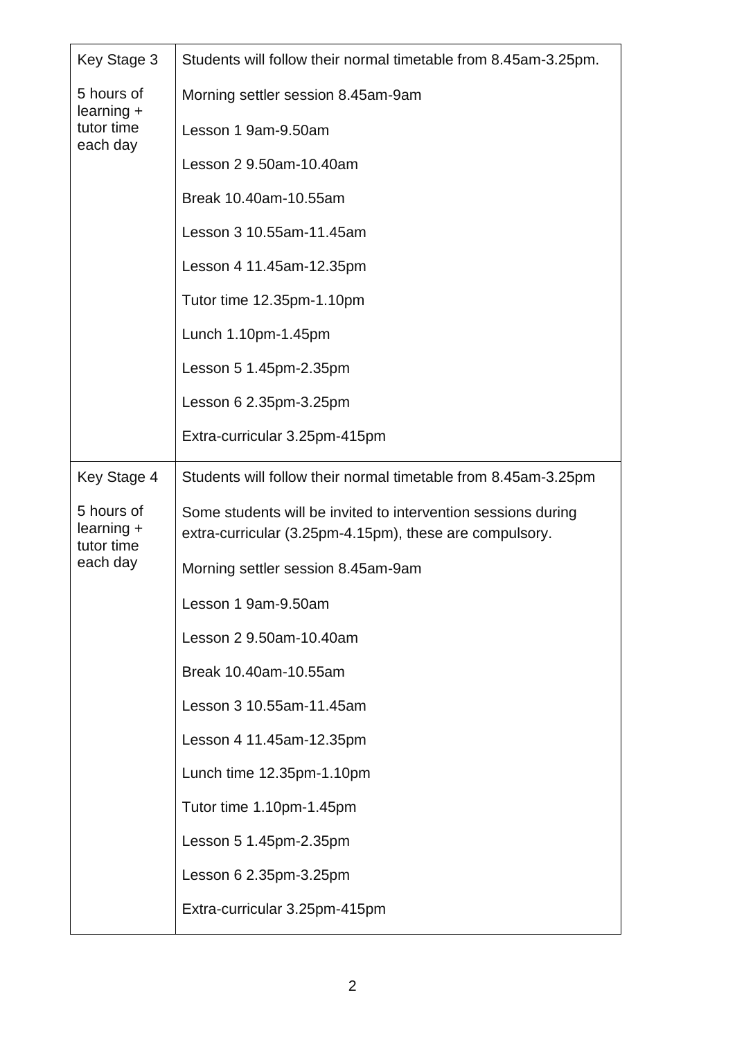| Key Stage 3<br><br>5 hours of learning + tutor time each day | Students will follow their normal timetable from 8.45am-3.25pm.<br><br>Morning settler session 8.45am-9am<br><br>Lesson 1 9am-9.50am<br><br>Lesson 2 9.50am-10.40am<br><br>Break 10.40am-10.55am<br><br>Lesson 3 10.55am-11.45am<br><br>Lesson 4 11.45am-12.35pm<br><br>Tutor time 12.35pm-1.10pm<br><br>Lunch 1.10pm-1.45pm<br><br>Lesson 5 1.45pm-2.35pm<br><br>Lesson 6 2.35pm-3.25pm<br><br>Extra-curricular 3.25pm-415pm |
|---|---|
| Key Stage 4<br><br>5 hours of learning + tutor time each day | Students will follow their normal timetable from 8.45am-3.25pm<br><br>Some students will be invited to intervention sessions during extra-curricular (3.25pm-4.15pm), these are compulsory.<br><br>Morning settler session 8.45am-9am<br><br>Lesson 1 9am-9.50am<br><br>Lesson 2 9.50am-10.40am<br><br>Break 10.40am-10.55am<br><br>Lesson 3 10.55am-11.45am<br><br>Lesson 4 11.45am-12.35pm<br><br>Lunch time 12.35pm-1.10pm<br><br>Tutor time 1.10pm-1.45pm<br><br>Lesson 5 1.45pm-2.35pm<br><br>Lesson 6 2.35pm-3.25pm<br><br>Extra-curricular 3.25pm-415pm |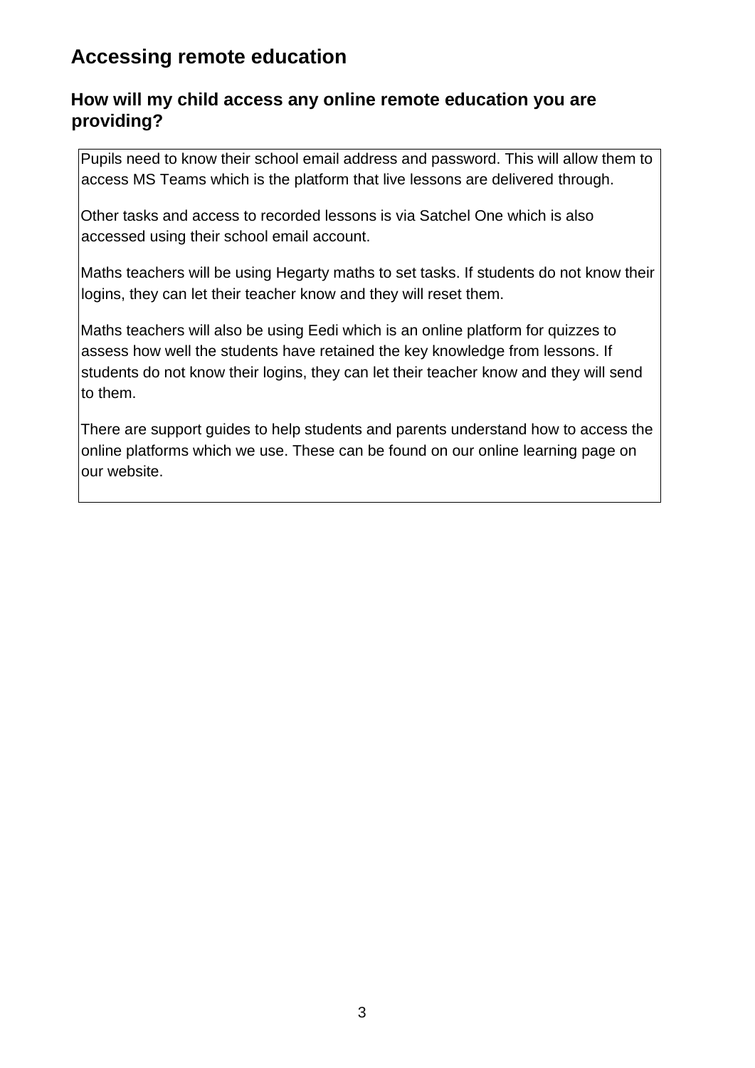## Accessing remote education

### How will my child access any online remote education you are providing?

Pupils need to know their school email address and password. This will allow them to access MS Teams which is the platform that live lessons are delivered through.

Other tasks and access to recorded lessons is via Satchel One which is also accessed using their school email account.

Maths teachers will be using Hegarty maths to set tasks. If students do not know their logins, they can let their teacher know and they will reset them.

Maths teachers will also be using Eedi which is an online platform for quizzes to assess how well the students have retained the key knowledge from lessons. If students do not know their logins, they can let their teacher know and they will send to them.

There are support guides to help students and parents understand how to access the online platforms which we use. These can be found on our online learning page on our website.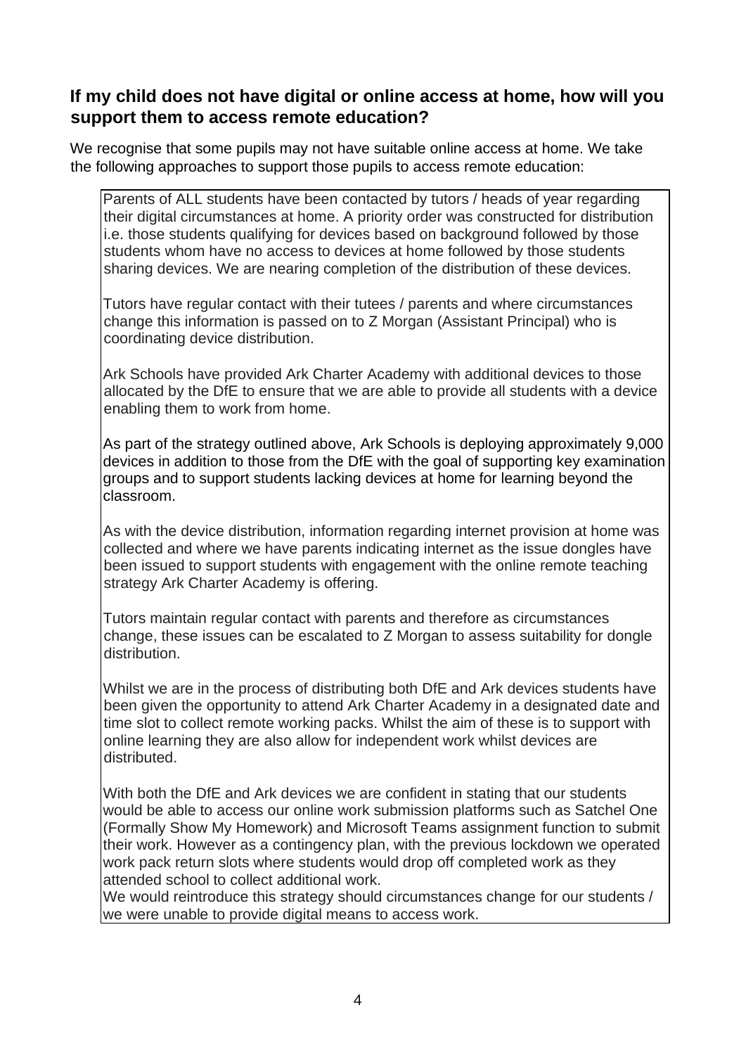## If my child does not have digital or online access at home, how will you support them to access remote education?

We recognise that some pupils may not have suitable online access at home. We take the following approaches to support those pupils to access remote education:

Parents of ALL students have been contacted by tutors / heads of year regarding their digital circumstances at home. A priority order was constructed for distribution i.e. those students qualifying for devices based on background followed by those students whom have no access to devices at home followed by those students sharing devices. We are nearing completion of the distribution of these devices.

Tutors have regular contact with their tutees / parents and where circumstances change this information is passed on to Z Morgan (Assistant Principal) who is coordinating device distribution.

Ark Schools have provided Ark Charter Academy with additional devices to those allocated by the DfE to ensure that we are able to provide all students with a device enabling them to work from home.

As part of the strategy outlined above, Ark Schools is deploying approximately 9,000 devices in addition to those from the DfE with the goal of supporting key examination groups and to support students lacking devices at home for learning beyond the classroom.

As with the device distribution, information regarding internet provision at home was collected and where we have parents indicating internet as the issue dongles have been issued to support students with engagement with the online remote teaching strategy Ark Charter Academy is offering.

Tutors maintain regular contact with parents and therefore as circumstances change, these issues can be escalated to Z Morgan to assess suitability for dongle distribution.

Whilst we are in the process of distributing both DfE and Ark devices students have been given the opportunity to attend Ark Charter Academy in a designated date and time slot to collect remote working packs. Whilst the aim of these is to support with online learning they are also allow for independent work whilst devices are distributed.

With both the DfE and Ark devices we are confident in stating that our students would be able to access our online work submission platforms such as Satchel One (Formally Show My Homework) and Microsoft Teams assignment function to submit their work. However as a contingency plan, with the previous lockdown we operated work pack return slots where students would drop off completed work as they attended school to collect additional work.
We would reintroduce this strategy should circumstances change for our students / we were unable to provide digital means to access work.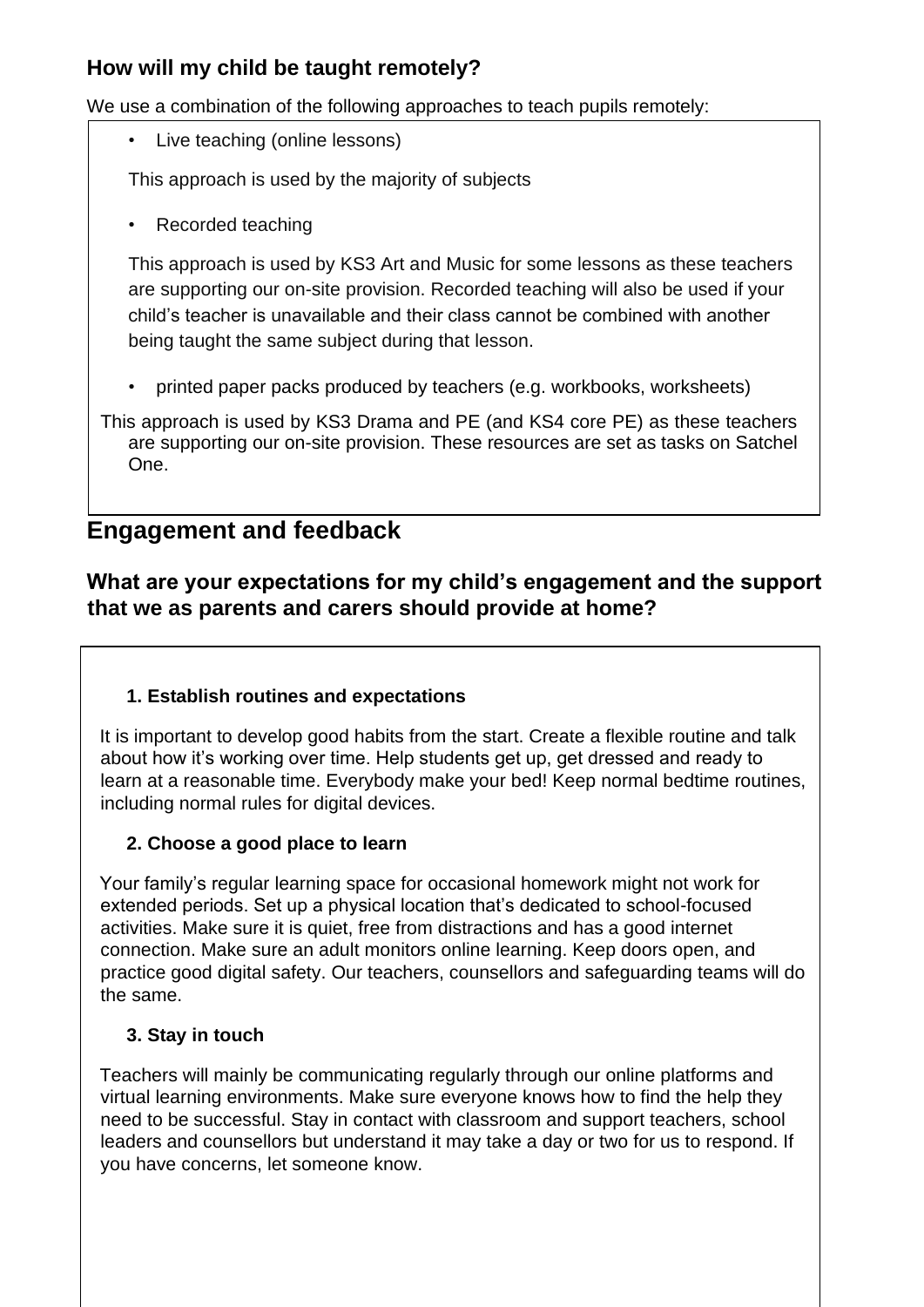### How will my child be taught remotely?

We use a combination of the following approaches to teach pupils remotely:

- Live teaching (online lessons)

  This approach is used by the majority of subjects

- Recorded teaching

  This approach is used by KS3 Art and Music for some lessons as these teachers are supporting our on-site provision. Recorded teaching will also be used if your child's teacher is unavailable and their class cannot be combined with another being taught the same subject during that lesson.

- printed paper packs produced by teachers (e.g. workbooks, worksheets)

This approach is used by KS3 Drama and PE (and KS4 core PE) as these teachers are supporting our on-site provision. These resources are set as tasks on Satchel One.

## Engagement and feedback

### What are your expectations for my child's engagement and the support that we as parents and carers should provide at home?

**1. Establish routines and expectations**

It is important to develop good habits from the start. Create a flexible routine and talk about how it's working over time. Help students get up, get dressed and ready to learn at a reasonable time. Everybody make your bed! Keep normal bedtime routines, including normal rules for digital devices.

**2. Choose a good place to learn**

Your family's regular learning space for occasional homework might not work for extended periods. Set up a physical location that's dedicated to school-focused activities. Make sure it is quiet, free from distractions and has a good internet connection. Make sure an adult monitors online learning. Keep doors open, and practice good digital safety. Our teachers, counsellors and safeguarding teams will do the same.

**3. Stay in touch**

Teachers will mainly be communicating regularly through our online platforms and virtual learning environments. Make sure everyone knows how to find the help they need to be successful. Stay in contact with classroom and support teachers, school leaders and counsellors but understand it may take a day or two for us to respond. If you have concerns, let someone know.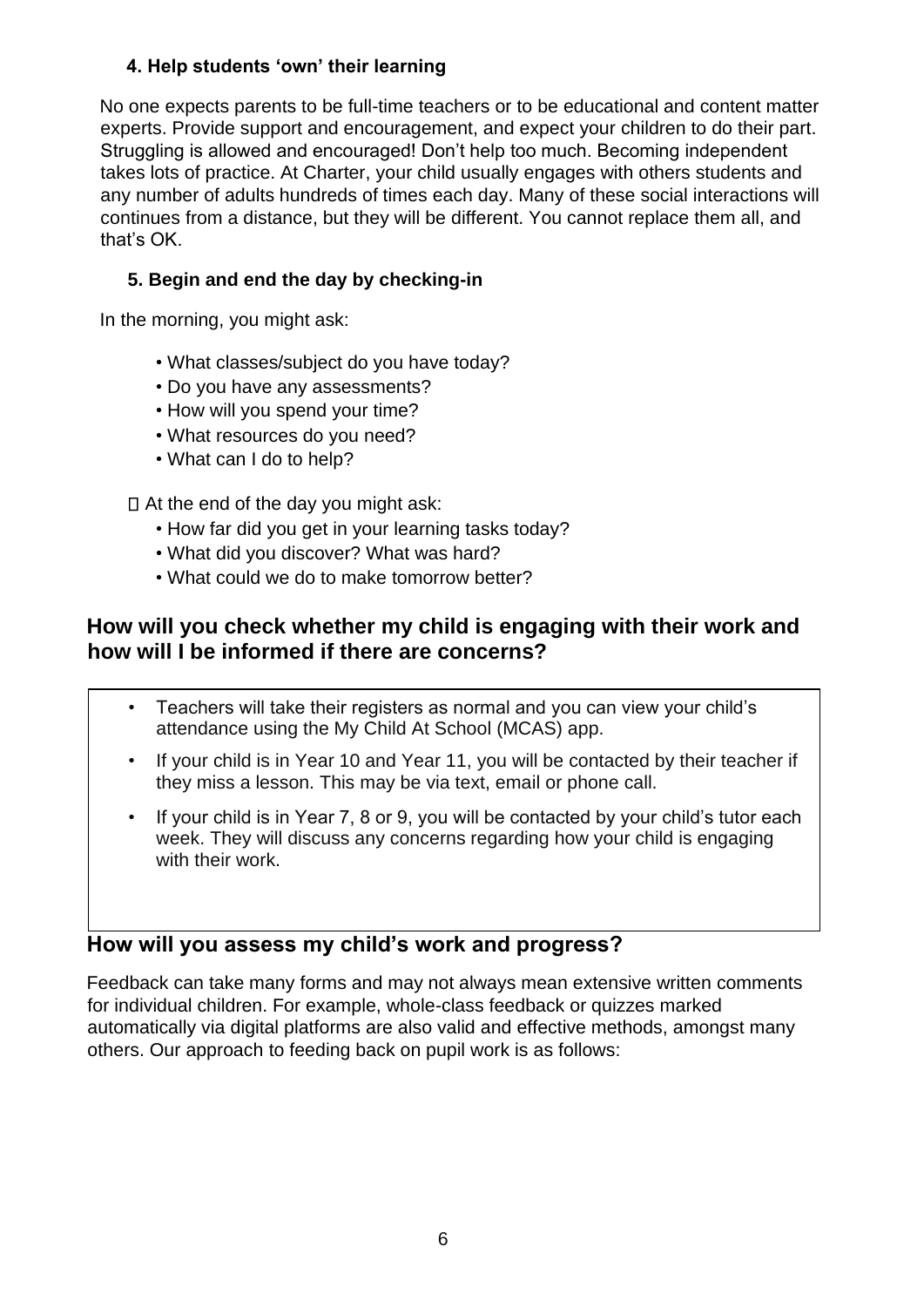#### 4. Help students 'own' their learning

No one expects parents to be full-time teachers or to be educational and content matter experts. Provide support and encouragement, and expect your children to do their part. Struggling is allowed and encouraged! Don't help too much. Becoming independent takes lots of practice. At Charter, your child usually engages with others students and any number of adults hundreds of times each day. Many of these social interactions will continues from a distance, but they will be different. You cannot replace them all, and that's OK.

#### 5. Begin and end the day by checking-in

In the morning, you might ask:

- What classes/subject do you have today?
- Do you have any assessments?
- How will you spend your time?
- What resources do you need?
- What can I do to help?

 At the end of the day you might ask:

- How far did you get in your learning tasks today?
- What did you discover? What was hard?
- What could we do to make tomorrow better?

## How will you check whether my child is engaging with their work and how will I be informed if there are concerns?

- Teachers will take their registers as normal and you can view your child's attendance using the My Child At School (MCAS) app.
- If your child is in Year 10 and Year 11, you will be contacted by their teacher if they miss a lesson. This may be via text, email or phone call.
- If your child is in Year 7, 8 or 9, you will be contacted by your child's tutor each week. They will discuss any concerns regarding how your child is engaging with their work.

## How will you assess my child's work and progress?

Feedback can take many forms and may not always mean extensive written comments for individual children. For example, whole-class feedback or quizzes marked automatically via digital platforms are also valid and effective methods, amongst many others. Our approach to feeding back on pupil work is as follows: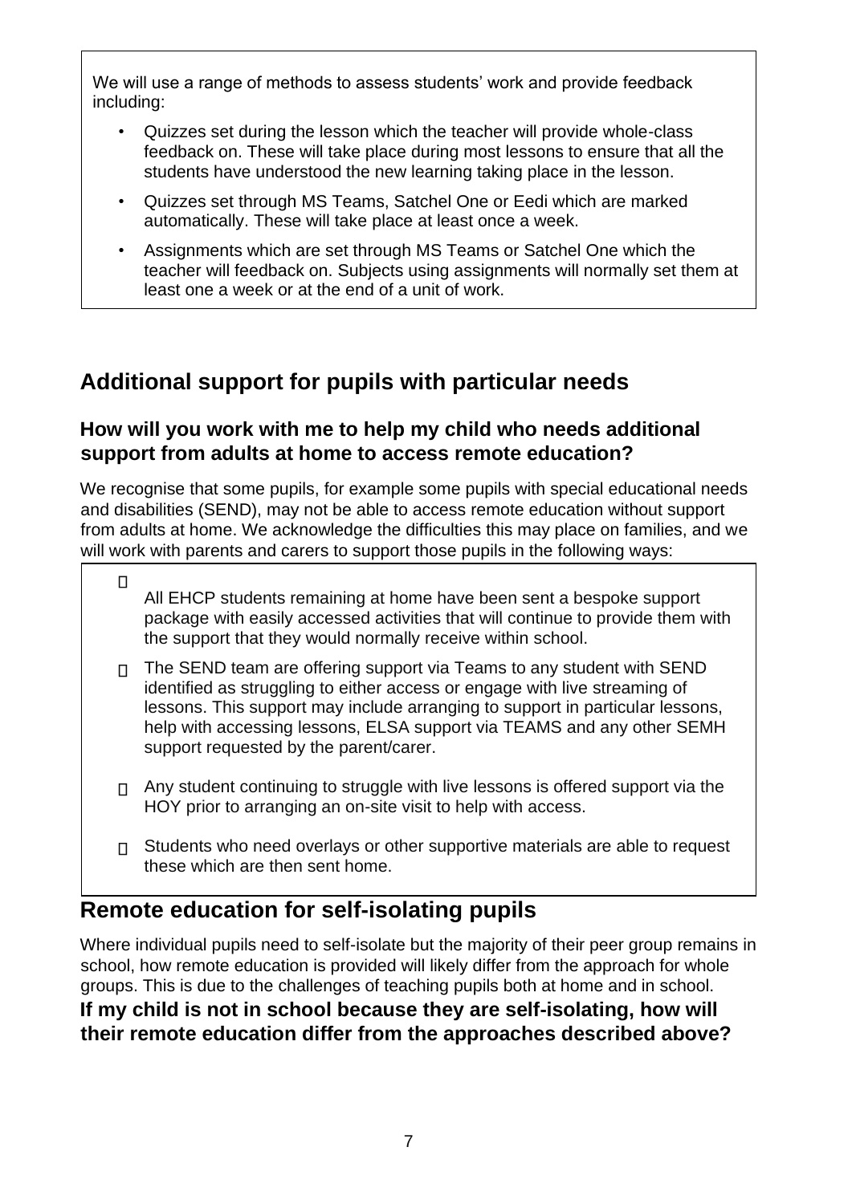We will use a range of methods to assess students' work and provide feedback including:

- Quizzes set during the lesson which the teacher will provide whole-class feedback on. These will take place during most lessons to ensure that all the students have understood the new learning taking place in the lesson.
- Quizzes set through MS Teams, Satchel One or Eedi which are marked automatically. These will take place at least once a week.
- Assignments which are set through MS Teams or Satchel One which the teacher will feedback on. Subjects using assignments will normally set them at least one a week or at the end of a unit of work.

## Additional support for pupils with particular needs

### How will you work with me to help my child who needs additional support from adults at home to access remote education?

We recognise that some pupils, for example some pupils with special educational needs and disabilities (SEND), may not be able to access remote education without support from adults at home. We acknowledge the difficulties this may place on families, and we will work with parents and carers to support those pupils in the following ways:

- All EHCP students remaining at home have been sent a bespoke support package with easily accessed activities that will continue to provide them with the support that they would normally receive within school.
- The SEND team are offering support via Teams to any student with SEND identified as struggling to either access or engage with live streaming of lessons. This support may include arranging to support in particular lessons, help with accessing lessons, ELSA support via TEAMS and any other SEMH support requested by the parent/carer.
- Any student continuing to struggle with live lessons is offered support via the HOY prior to arranging an on-site visit to help with access.
- Students who need overlays or other supportive materials are able to request these which are then sent home.

## Remote education for self-isolating pupils

Where individual pupils need to self-isolate but the majority of their peer group remains in school, how remote education is provided will likely differ from the approach for whole groups. This is due to the challenges of teaching pupils both at home and in school.

### If my child is not in school because they are self-isolating, how will their remote education differ from the approaches described above?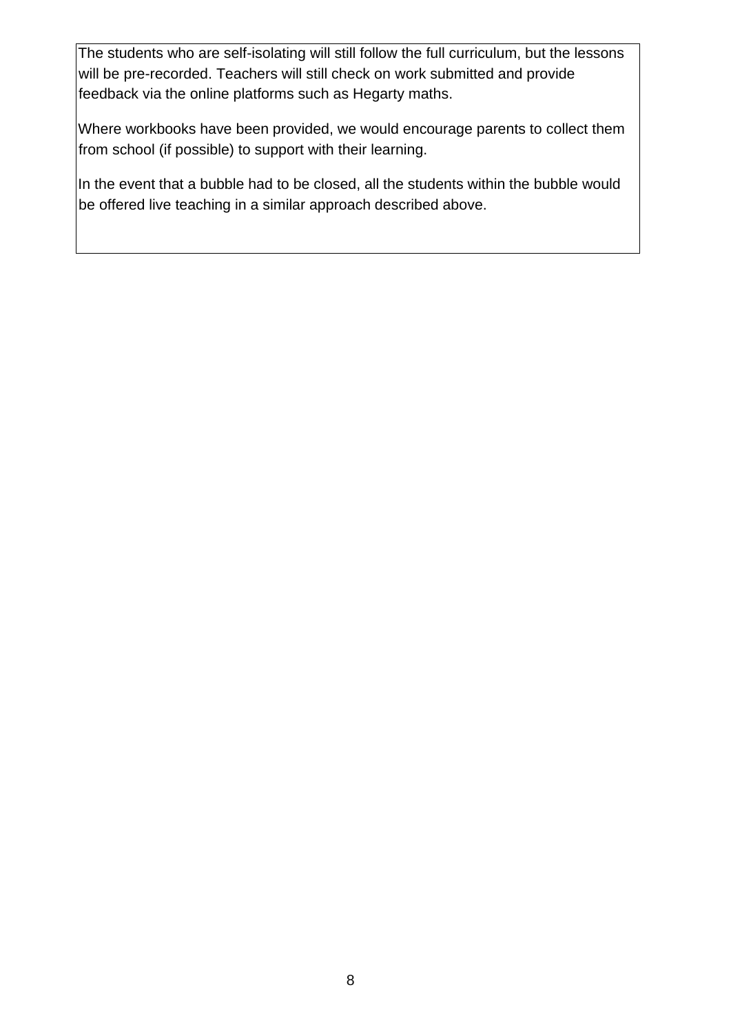The students who are self-isolating will still follow the full curriculum, but the lessons will be pre-recorded. Teachers will still check on work submitted and provide feedback via the online platforms such as Hegarty maths.

Where workbooks have been provided, we would encourage parents to collect them from school (if possible) to support with their learning.

In the event that a bubble had to be closed, all the students within the bubble would be offered live teaching in a similar approach described above.